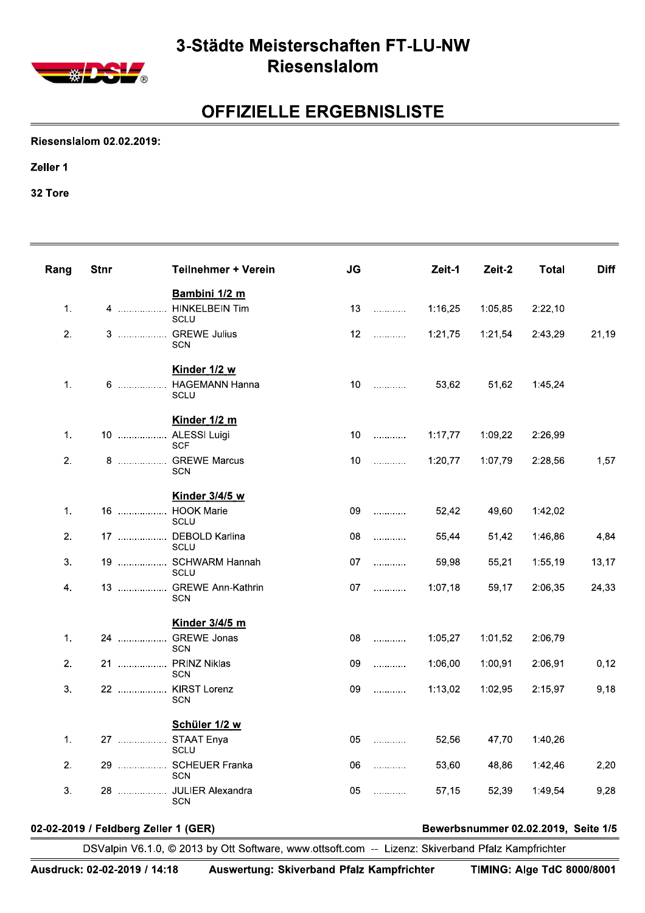# 3-Städte Meisterschaften FT-LU-NW
# Riesenslalom

## OFFIZIELLE ERGEBNISLISTE

**Riesenslalom 02.02.2019:**

**Zeller 1**

**32 Tore**

| Rang | Stnr | Teilnehmer + Verein | JG | Zeit-1 | Zeit-2 | Total | Diff |
|---|---|---|---|---|---|---|---|
| | | **Bambini 1/2 m** | | | | | |
| 1. | 4 | HINKELBEIN Tim SCLU | 13 | 1:16,25 | 1:05,85 | 2:22,10 | |
| 2. | 3 | GREWE Julius SCN | 12 | 1:21,75 | 1:21,54 | 2:43,29 | 21,19 |
| | | **Kinder 1/2 w** | | | | | |
| 1. | 6 | HAGEMANN Hanna SCLU | 10 | 53,62 | 51,62 | 1:45,24 | |
| | | **Kinder 1/2 m** | | | | | |
| 1. | 10 | ALESSI Luigi SCF | 10 | 1:17,77 | 1:09,22 | 2:26,99 | |
| 2. | 8 | GREWE Marcus SCN | 10 | 1:20,77 | 1:07,79 | 2:28,56 | 1,57 |
| | | **Kinder 3/4/5 w** | | | | | |
| 1. | 16 | HOOK Marie SCLU | 09 | 52,42 | 49,60 | 1:42,02 | |
| 2. | 17 | DEBOLD Karlina SCLU | 08 | 55,44 | 51,42 | 1:46,86 | 4,84 |
| 3. | 19 | SCHWARM Hannah SCLU | 07 | 59,98 | 55,21 | 1:55,19 | 13,17 |
| 4. | 13 | GREWE Ann-Kathrin SCN | 07 | 1:07,18 | 59,17 | 2:06,35 | 24,33 |
| | | **Kinder 3/4/5 m** | | | | | |
| 1. | 24 | GREWE Jonas SCN | 08 | 1:05,27 | 1:01,52 | 2:06,79 | |
| 2. | 21 | PRINZ Niklas SCN | 09 | 1:06,00 | 1:00,91 | 2:06,91 | 0,12 |
| 3. | 22 | KIRST Lorenz SCN | 09 | 1:13,02 | 1:02,95 | 2:15,97 | 9,18 |
| | | **Schüler 1/2 w** | | | | | |
| 1. | 27 | STAAT Enya SCLU | 05 | 52,56 | 47,70 | 1:40,26 | |
| 2. | 29 | SCHEUER Franka SCN | 06 | 53,60 | 48,86 | 1:42,46 | 2,20 |
| 3. | 28 | JULIER Alexandra SCN | 05 | 57,15 | 52,39 | 1:49,54 | 9,28 |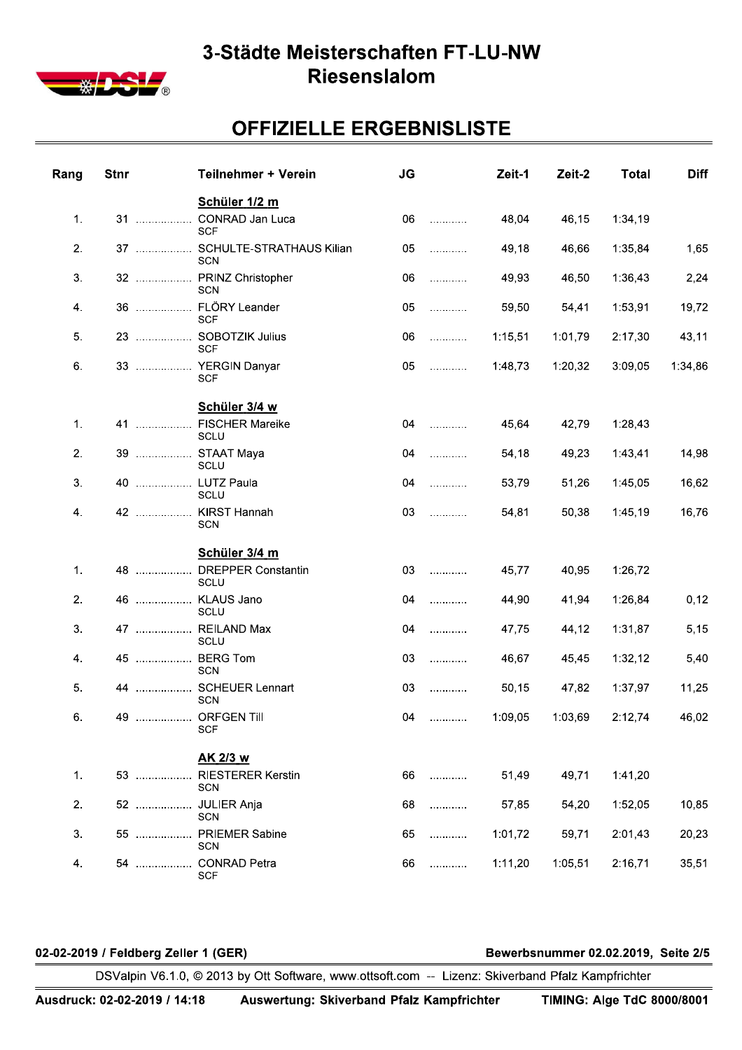# 3-Städte Meisterschaften FT-LU-NW
## Riesenslalom

## OFFIZIELLE ERGEBNISLISTE

| Rang | Stnr | Teilnehmer + Verein | JG | Zeit-1 | Zeit-2 | Total | Diff |
|---|---|---|---|---|---|---|---|
| | | **Schüler 1/2 m** | | | | | |
| 1. | 31 | CONRAD Jan Luca<br>SCF | 06 | 48,04 | 46,15 | 1:34,19 | |
| 2. | 37 | SCHULTE-STRATHAUS Kilian<br>SCN | 05 | 49,18 | 46,66 | 1:35,84 | 1,65 |
| 3. | 32 | PRINZ Christopher<br>SCN | 06 | 49,93 | 46,50 | 1:36,43 | 2,24 |
| 4. | 36 | FLÖRY Leander<br>SCF | 05 | 59,50 | 54,41 | 1:53,91 | 19,72 |
| 5. | 23 | SOBOTZIK Julius<br>SCF | 06 | 1:15,51 | 1:01,79 | 2:17,30 | 43,11 |
| 6. | 33 | YERGIN Danyar<br>SCF | 05 | 1:48,73 | 1:20,32 | 3:09,05 | 1:34,86 |
| | | **Schüler 3/4 w** | | | | | |
| 1. | 41 | FISCHER Mareike<br>SCLU | 04 | 45,64 | 42,79 | 1:28,43 | |
| 2. | 39 | STAAT Maya<br>SCLU | 04 | 54,18 | 49,23 | 1:43,41 | 14,98 |
| 3. | 40 | LUTZ Paula<br>SCLU | 04 | 53,79 | 51,26 | 1:45,05 | 16,62 |
| 4. | 42 | KIRST Hannah<br>SCN | 03 | 54,81 | 50,38 | 1:45,19 | 16,76 |
| | | **Schüler 3/4 m** | | | | | |
| 1. | 48 | DREPPER Constantin<br>SCLU | 03 | 45,77 | 40,95 | 1:26,72 | |
| 2. | 46 | KLAUS Jano<br>SCLU | 04 | 44,90 | 41,94 | 1:26,84 | 0,12 |
| 3. | 47 | REILAND Max<br>SCLU | 04 | 47,75 | 44,12 | 1:31,87 | 5,15 |
| 4. | 45 | BERG Tom<br>SCN | 03 | 46,67 | 45,45 | 1:32,12 | 5,40 |
| 5. | 44 | SCHEUER Lennart<br>SCN | 03 | 50,15 | 47,82 | 1:37,97 | 11,25 |
| 6. | 49 | ORFGEN Till<br>SCF | 04 | 1:09,05 | 1:03,69 | 2:12,74 | 46,02 |
| | | **AK 2/3 w** | | | | | |
| 1. | 53 | RIESTERER Kerstin<br>SCN | 66 | 51,49 | 49,71 | 1:41,20 | |
| 2. | 52 | JULIER Anja<br>SCN | 68 | 57,85 | 54,20 | 1:52,05 | 10,85 |
| 3. | 55 | PRIEMER Sabine<br>SCN | 65 | 1:01,72 | 59,71 | 2:01,43 | 20,23 |
| 4. | 54 | CONRAD Petra<br>SCF | 66 | 1:11,20 | 1:05,51 | 2:16,71 | 35,51 |

**02-02-2019 / Feldberg Zeller 1 (GER)** **Bewerbsnummer 02.02.2019**

DSValpin V6.1.0, © 2013 by Ott Software, www.ottsoft.com -- Lizenz: Skiverband Pfalz Kampfrichter

**Ausdruck: 02-02-2019 / 14:18** **Auswertung: Skiverband Pfalz Kampfrichter** **TIMING: Alge TdC 8000/8001**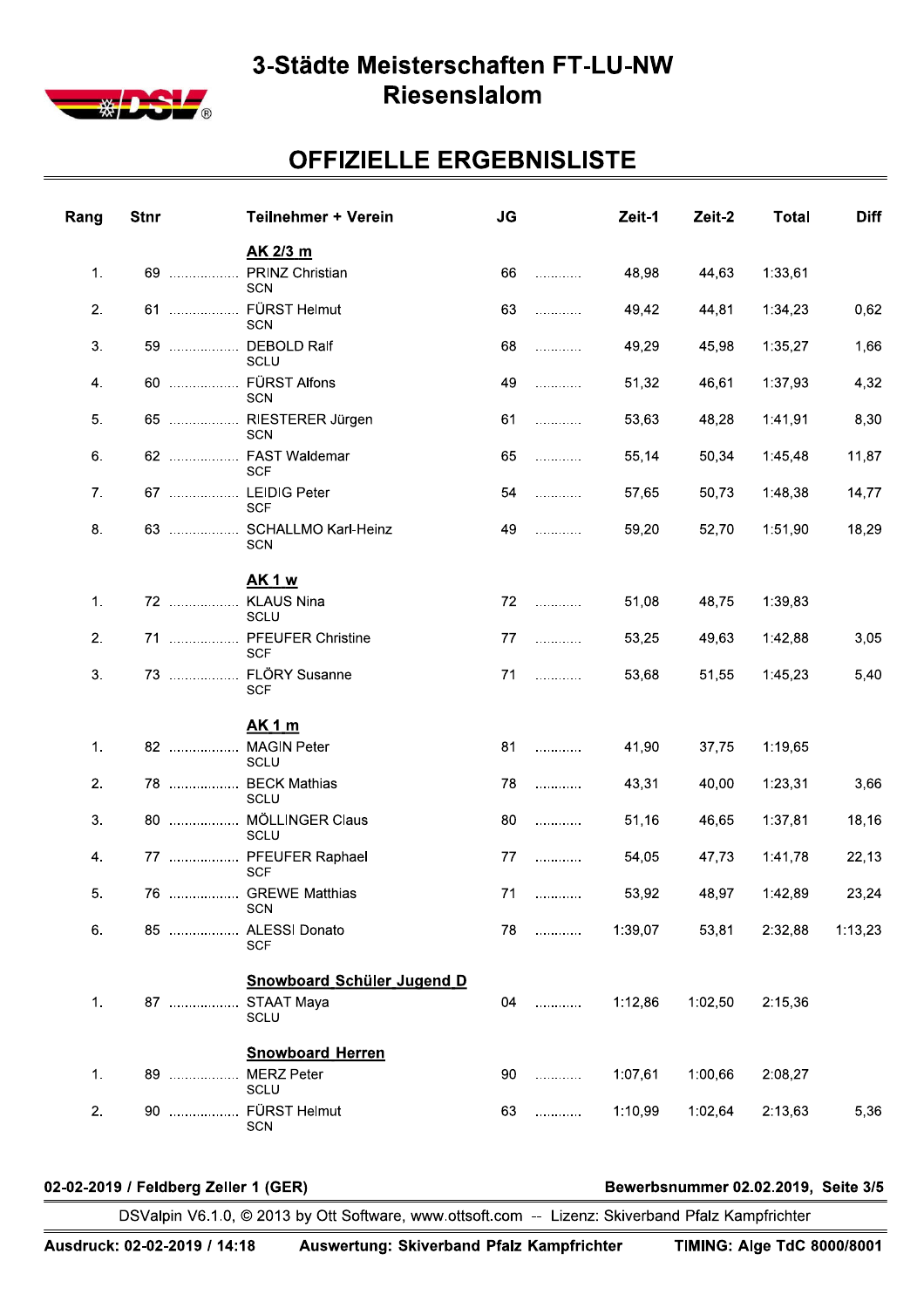# 3-Städte Meisterschaften FT-LU-NW
# Riesenslalom

## OFFIZIELLE ERGEBNISLISTE

| Rang | Stnr | Teilnehmer + Verein | JG | Zeit-1 | Zeit-2 | Total | Diff |
|---|---|---|---|---|---|---|---|
| | | **AK 2/3 m** | | | | | |
| 1. | 69 | PRINZ Christian<br>SCN | 66 | 48,98 | 44,63 | 1:33,61 | |
| 2. | 61 | FÜRST Helmut<br>SCN | 63 | 49,42 | 44,81 | 1:34,23 | 0,62 |
| 3. | 59 | DEBOLD Ralf<br>SCLU | 68 | 49,29 | 45,98 | 1:35,27 | 1,66 |
| 4. | 60 | FÜRST Alfons<br>SCN | 49 | 51,32 | 46,61 | 1:37,93 | 4,32 |
| 5. | 65 | RIESTERER Jürgen<br>SCN | 61 | 53,63 | 48,28 | 1:41,91 | 8,30 |
| 6. | 62 | FAST Waldemar<br>SCF | 65 | 55,14 | 50,34 | 1:45,48 | 11,87 |
| 7. | 67 | LEIDIG Peter<br>SCF | 54 | 57,65 | 50,73 | 1:48,38 | 14,77 |
| 8. | 63 | SCHALLMO Karl-Heinz<br>SCN | 49 | 59,20 | 52,70 | 1:51,90 | 18,29 |
| | | **AK 1 w** | | | | | |
| 1. | 72 | KLAUS Nina<br>SCLU | 72 | 51,08 | 48,75 | 1:39,83 | |
| 2. | 71 | PFEUFER Christine<br>SCF | 77 | 53,25 | 49,63 | 1:42,88 | 3,05 |
| 3. | 73 | FLÖRY Susanne<br>SCF | 71 | 53,68 | 51,55 | 1:45,23 | 5,40 |
| | | **AK 1 m** | | | | | |
| 1. | 82 | MAGIN Peter<br>SCLU | 81 | 41,90 | 37,75 | 1:19,65 | |
| 2. | 78 | BECK Mathias<br>SCLU | 78 | 43,31 | 40,00 | 1:23,31 | 3,66 |
| 3. | 80 | MÖLLINGER Claus<br>SCLU | 80 | 51,16 | 46,65 | 1:37,81 | 18,16 |
| 4. | 77 | PFEUFER Raphael<br>SCF | 77 | 54,05 | 47,73 | 1:41,78 | 22,13 |
| 5. | 76 | GREWE Matthias<br>SCN | 71 | 53,92 | 48,97 | 1:42,89 | 23,24 |
| 6. | 85 | ALESSI Donato<br>SCF | 78 | 1:39,07 | 53,81 | 2:32,88 | 1:13,23 |
| | | **Snowboard Schüler Jugend D** | | | | | |
| 1. | 87 | STAAT Maya<br>SCLU | 04 | 1:12,86 | 1:02,50 | 2:15,36 | |
| | | **Snowboard Herren** | | | | | |
| 1. | 89 | MERZ Peter<br>SCLU | 90 | 1:07,61 | 1:00,66 | 2:08,27 | |
| 2. | 90 | FÜRST Helmut<br>SCN | 63 | 1:10,99 | 1:02,64 | 2:13,63 | 5,36 |

**02-02-2019 / Feldberg Zeller 1 (GER)** — **Bewerbsnummer 02.02.2019**

DSValpin V6.1.0, © 2013 by Ott Software, www.ottsoft.com -- Lizenz: Skiverband Pfalz Kampfrichter

**Ausdruck: 02-02-2019 / 14:18** — **Auswertung: Skiverband Pfalz Kampfrichter** — **TIMING: Alge TdC 8000/8001**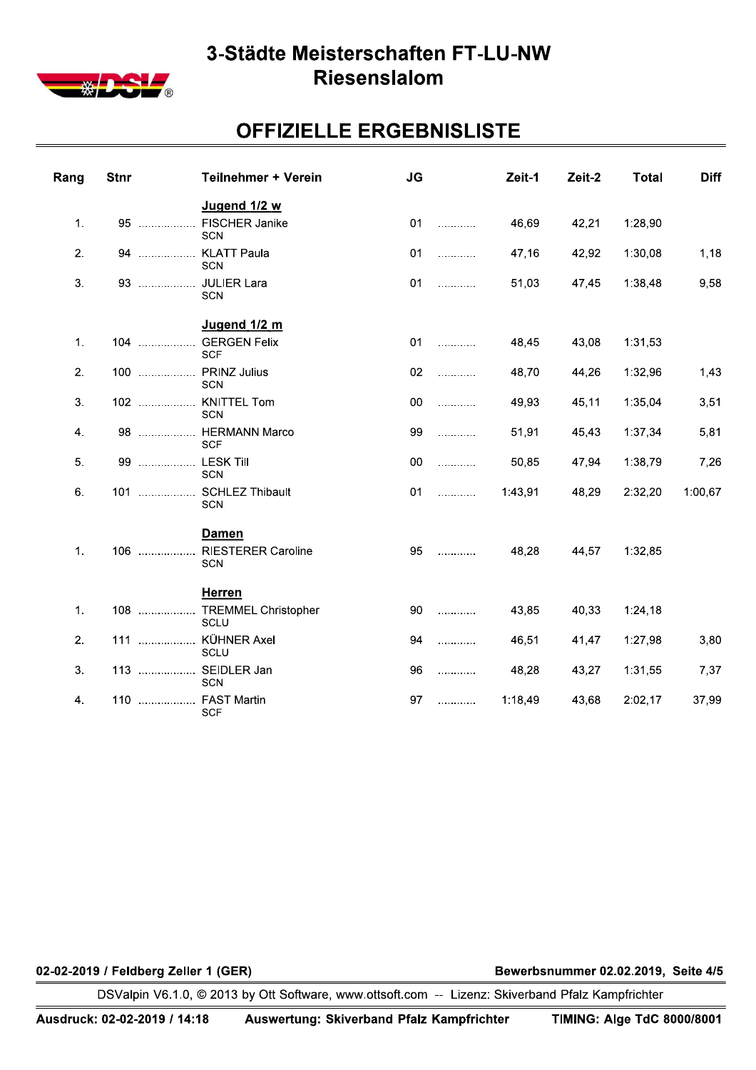# 3-Städte Meisterschaften FT-LU-NW
# Riesenslalom

## OFFIZIELLE ERGEBNISLISTE

| Rang | Stnr | Teilnehmer + Verein | JG | Zeit-1 | Zeit-2 | Total | Diff |
|---|---|---|---|---|---|---|---|
| | | **Jugend 1/2 w** | | | | | |
| 1. | 95 | FISCHER Janike<br>SCN | 01 | 46,69 | 42,21 | 1:28,90 | |
| 2. | 94 | KLATT Paula<br>SCN | 01 | 47,16 | 42,92 | 1:30,08 | 1,18 |
| 3. | 93 | JULIER Lara<br>SCN | 01 | 51,03 | 47,45 | 1:38,48 | 9,58 |
| | | **Jugend 1/2 m** | | | | | |
| 1. | 104 | GERGEN Felix<br>SCF | 01 | 48,45 | 43,08 | 1:31,53 | |
| 2. | 100 | PRINZ Julius<br>SCN | 02 | 48,70 | 44,26 | 1:32,96 | 1,43 |
| 3. | 102 | KNITTEL Tom<br>SCN | 00 | 49,93 | 45,11 | 1:35,04 | 3,51 |
| 4. | 98 | HERMANN Marco<br>SCF | 99 | 51,91 | 45,43 | 1:37,34 | 5,81 |
| 5. | 99 | LESK Till<br>SCN | 00 | 50,85 | 47,94 | 1:38,79 | 7,26 |
| 6. | 101 | SCHLEZ Thibault<br>SCN | 01 | 1:43,91 | 48,29 | 2:32,20 | 1:00,67 |
| | | **Damen** | | | | | |
| 1. | 106 | RIESTERER Caroline<br>SCN | 95 | 48,28 | 44,57 | 1:32,85 | |
| | | **Herren** | | | | | |
| 1. | 108 | TREMMEL Christopher<br>SCLU | 90 | 43,85 | 40,33 | 1:24,18 | |
| 2. | 111 | KÜHNER Axel<br>SCLU | 94 | 46,51 | 41,47 | 1:27,98 | 3,80 |
| 3. | 113 | SEIDLER Jan<br>SCN | 96 | 48,28 | 43,27 | 1:31,55 | 7,37 |
| 4. | 110 | FAST Martin<br>SCF | 97 | 1:18,49 | 43,68 | 2:02,17 | 37,99 |

02-02-2019 / Feldberg Zeller 1 (GER) — Bewerbsnummer 02.02.2019

DSValpin V6.1.0, © 2013 by Ott Software, www.ottsoft.com -- Lizenz: Skiverband Pfalz Kampfrichter

Ausdruck: 02-02-2019 / 14:18 — Auswertung: Skiverband Pfalz Kampfrichter — TIMING: Alge TdC 8000/8001